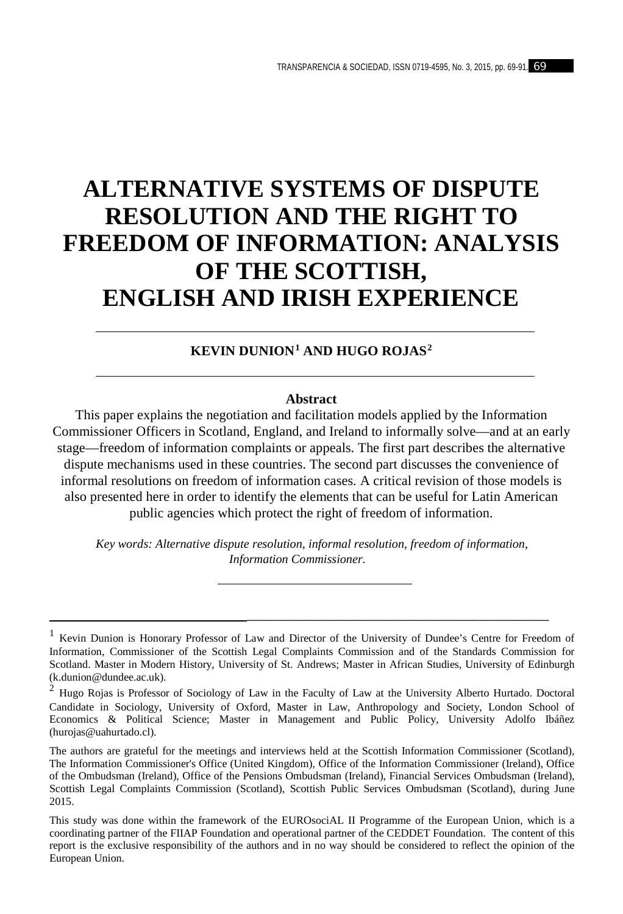# ALTERNATIVE SYSTEMS OF DISPUTE RESOLUTION AND THE RIGHT TO FREEDOM OF INFORMATION: ANALYSIS OF THE SCOTTISH, ENGLISH AND IRISH EXPERIENCE

**KEVIN DUNION[1] AND HUGO ROJAS[2]**

**Abstract**

This paper explains the negotiation and facilitation models applied by the Information Commissioner Officers in Scotland, England, and Ireland to informally solve—and at an early stage—freedom of information complaints or appeals. The first part describes the alternative dispute mechanisms used in these countries. The second part discusses the convenience of informal resolutions on freedom of information cases. A critical revision of those models is also presented here in order to identify the elements that can be useful for Latin American public agencies which protect the right of freedom of information.

*Key words: Alternative dispute resolution, informal resolution, freedom of information, Information Commissioner.*

---

[1] Kevin Dunion is Honorary Professor of Law and Director of the University of Dundee's Centre for Freedom of Information, Commissioner of the Scottish Legal Complaints Commission and of the Standards Commission for Scotland. Master in Modern History, University of St. Andrews; Master in African Studies, University of Edinburgh (k.dunion@dundee.ac.uk).

[2] Hugo Rojas is Professor of Sociology of Law in the Faculty of Law at the University Alberto Hurtado. Doctoral Candidate in Sociology, University of Oxford, Master in Law, Anthropology and Society, London School of Economics & Political Science; Master in Management and Public Policy, University Adolfo Ibáñez (hurojas@uahurtado.cl).

The authors are grateful for the meetings and interviews held at the Scottish Information Commissioner (Scotland), The Information Commissioner's Office (United Kingdom), Office of the Information Commissioner (Ireland), Office of the Ombudsman (Ireland), Office of the Pensions Ombudsman (Ireland), Financial Services Ombudsman (Ireland), Scottish Legal Complaints Commission (Scotland), Scottish Public Services Ombudsman (Scotland), during June 2015.

This study was done within the framework of the EUROsociAL II Programme of the European Union, which is a coordinating partner of the FIIAP Foundation and operational partner of the CEDDET Foundation. The content of this report is the exclusive responsibility of the authors and in no way should be considered to reflect the opinion of the European Union.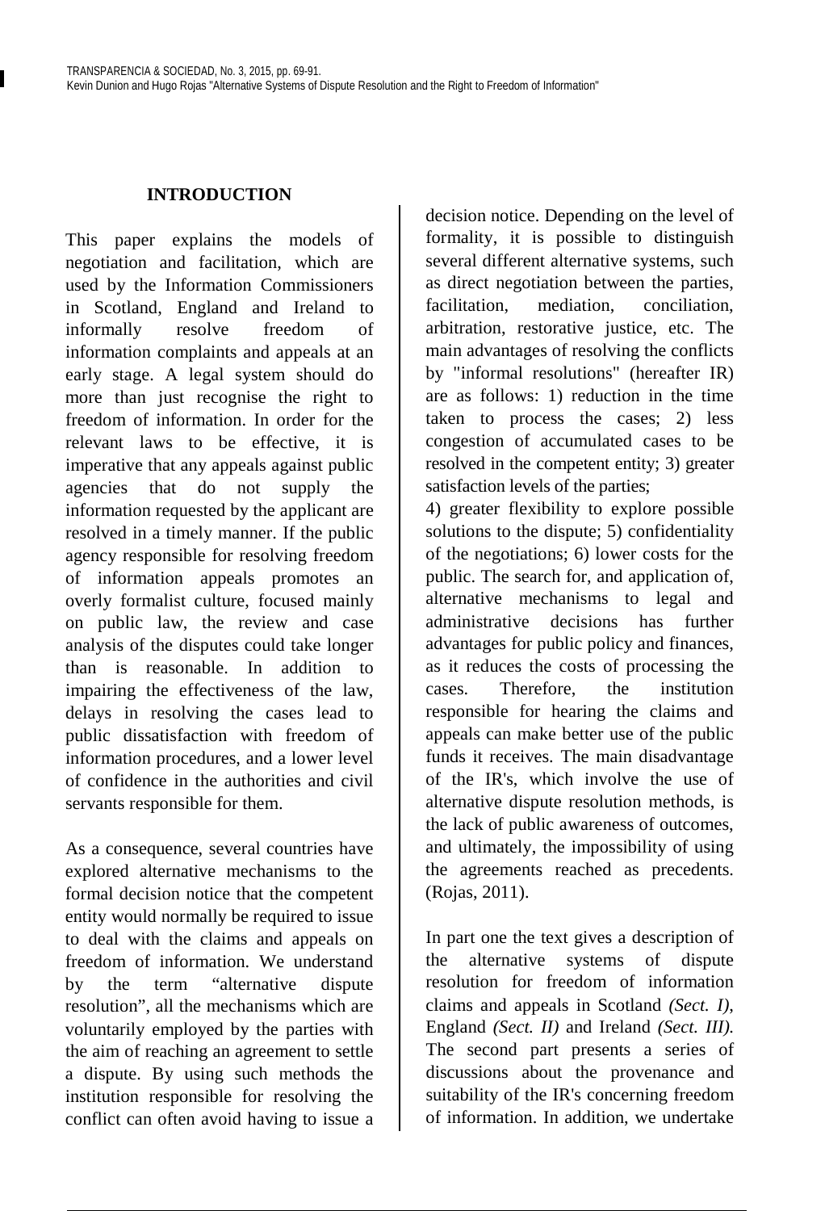## INTRODUCTION

This paper explains the models of negotiation and facilitation, which are used by the Information Commissioners in Scotland, England and Ireland to informally resolve freedom of information complaints and appeals at an early stage. A legal system should do more than just recognise the right to freedom of information. In order for the relevant laws to be effective, it is imperative that any appeals against public agencies that do not supply the information requested by the applicant are resolved in a timely manner. If the public agency responsible for resolving freedom of information appeals promotes an overly formalist culture, focused mainly on public law, the review and case analysis of the disputes could take longer than is reasonable. In addition to impairing the effectiveness of the law, delays in resolving the cases lead to public dissatisfaction with freedom of information procedures, and a lower level of confidence in the authorities and civil servants responsible for them.

As a consequence, several countries have explored alternative mechanisms to the formal decision notice that the competent entity would normally be required to issue to deal with the claims and appeals on freedom of information. We understand by the term "alternative dispute resolution", all the mechanisms which are voluntarily employed by the parties with the aim of reaching an agreement to settle a dispute. By using such methods the institution responsible for resolving the conflict can often avoid having to issue a decision notice. Depending on the level of formality, it is possible to distinguish several different alternative systems, such as direct negotiation between the parties, facilitation, mediation, conciliation, arbitration, restorative justice, etc. The main advantages of resolving the conflicts by "informal resolutions" (hereafter IR) are as follows: 1) reduction in the time taken to process the cases; 2) less congestion of accumulated cases to be resolved in the competent entity; 3) greater satisfaction levels of the parties;

4) greater flexibility to explore possible solutions to the dispute; 5) confidentiality of the negotiations; 6) lower costs for the public. The search for, and application of, alternative mechanisms to legal and administrative decisions has further advantages for public policy and finances, as it reduces the costs of processing the cases. Therefore, the institution responsible for hearing the claims and appeals can make better use of the public funds it receives. The main disadvantage of the IR's, which involve the use of alternative dispute resolution methods, is the lack of public awareness of outcomes, and ultimately, the impossibility of using the agreements reached as precedents. (Rojas, 2011).

In part one the text gives a description of the alternative systems of dispute resolution for freedom of information claims and appeals in Scotland *(Sect. I)*, England *(Sect. II)* and Ireland *(Sect. III)*. The second part presents a series of discussions about the provenance and suitability of the IR's concerning freedom of information. In addition, we undertake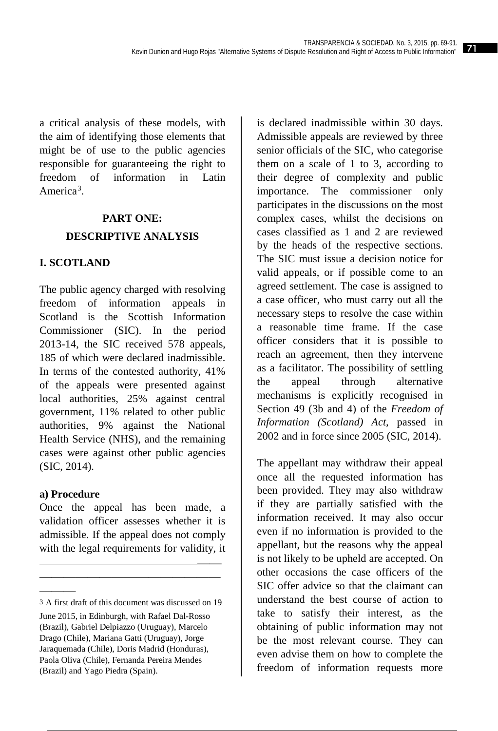a critical analysis of these models, with the aim of identifying those elements that might be of use to the public agencies responsible for guaranteeing the right to freedom of information in Latin America[3].

## PART ONE: DESCRIPTIVE ANALYSIS

### I. SCOTLAND

The public agency charged with resolving freedom of information appeals in Scotland is the Scottish Information Commissioner (SIC). In the period 2013-14, the SIC received 578 appeals, 185 of which were declared inadmissible. In terms of the contested authority, 41% of the appeals were presented against local authorities, 25% against central government, 11% related to other public authorities, 9% against the National Health Service (NHS), and the remaining cases were against other public agencies (SIC, 2014).

#### a) Procedure

Once the appeal has been made, a validation officer assesses whether it is admissible. If the appeal does not comply with the legal requirements for validity, it is declared inadmissible within 30 days. Admissible appeals are reviewed by three senior officials of the SIC, who categorise them on a scale of 1 to 3, according to their degree of complexity and public importance. The commissioner only participates in the discussions on the most complex cases, whilst the decisions on cases classified as 1 and 2 are reviewed by the heads of the respective sections. The SIC must issue a decision notice for valid appeals, or if possible come to an agreed settlement. The case is assigned to a case officer, who must carry out all the necessary steps to resolve the case within a reasonable time frame. If the case officer considers that it is possible to reach an agreement, then they intervene as a facilitator. The possibility of settling the appeal through alternative mechanisms is explicitly recognised in Section 49 (3b and 4) of the *Freedom of Information (Scotland) Act,* passed in 2002 and in force since 2005 (SIC, 2014).

The appellant may withdraw their appeal once all the requested information has been provided. They may also withdraw if they are partially satisfied with the information received. It may also occur even if no information is provided to the appellant, but the reasons why the appeal is not likely to be upheld are accepted. On other occasions the case officers of the SIC offer advice so that the claimant can understand the best course of action to take to satisfy their interest, as the obtaining of public information may not be the most relevant course. They can even advise them on how to complete the freedom of information requests more

---

3 A first draft of this document was discussed on 19 June 2015, in Edinburgh, with Rafael Dal-Rosso (Brazil), Gabriel Delpiazzo (Uruguay), Marcelo Drago (Chile), Mariana Gatti (Uruguay), Jorge Jaraquemada (Chile), Doris Madrid (Honduras), Paola Oliva (Chile), Fernanda Pereira Mendes (Brazil) and Yago Piedra (Spain).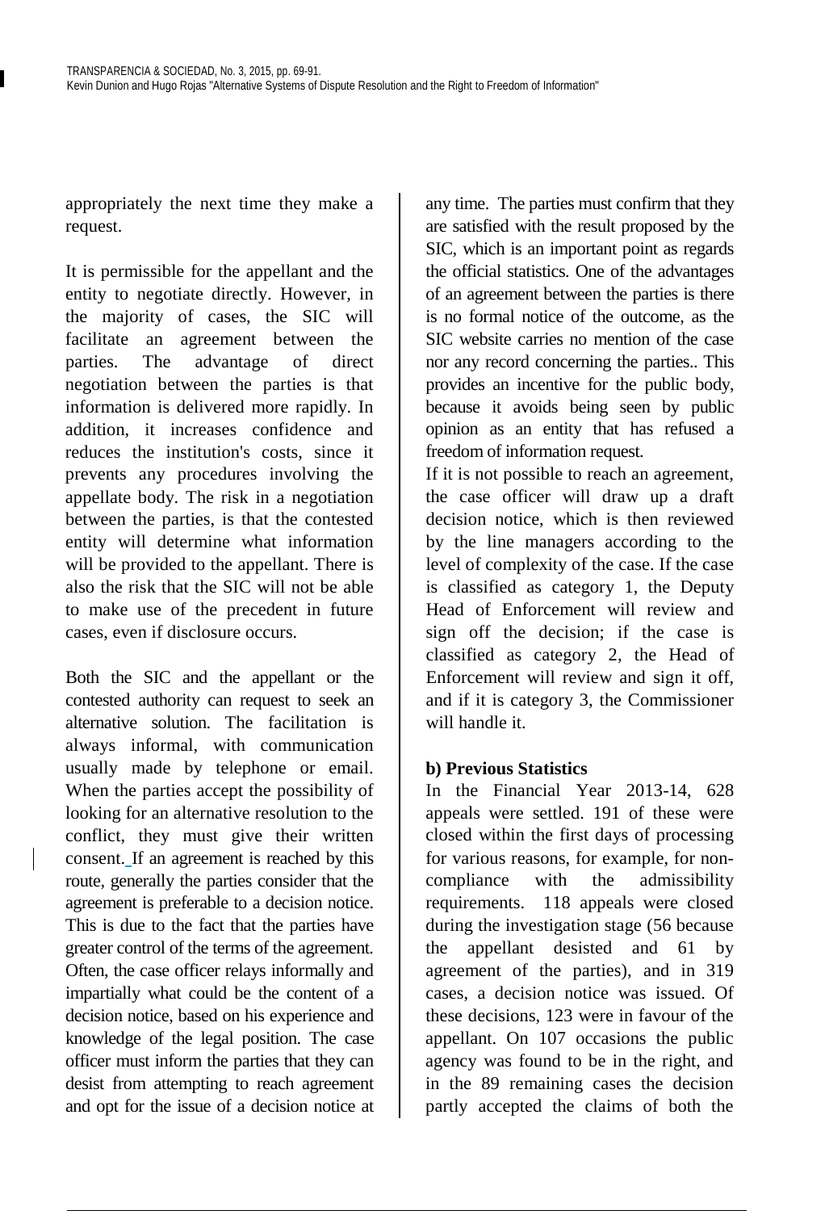appropriately the next time they make a request.

It is permissible for the appellant and the entity to negotiate directly. However, in the majority of cases, the SIC will facilitate an agreement between the parties. The advantage of direct negotiation between the parties is that information is delivered more rapidly. In addition, it increases confidence and reduces the institution's costs, since it prevents any procedures involving the appellate body. The risk in a negotiation between the parties, is that the contested entity will determine what information will be provided to the appellant. There is also the risk that the SIC will not be able to make use of the precedent in future cases, even if disclosure occurs.

Both the SIC and the appellant or the contested authority can request to seek an alternative solution. The facilitation is always informal, with communication usually made by telephone or email. When the parties accept the possibility of looking for an alternative resolution to the conflict, they must give their written consent. If an agreement is reached by this route, generally the parties consider that the agreement is preferable to a decision notice. This is due to the fact that the parties have greater control of the terms of the agreement. Often, the case officer relays informally and impartially what could be the content of a decision notice, based on his experience and knowledge of the legal position. The case officer must inform the parties that they can desist from attempting to reach agreement and opt for the issue of a decision notice at any time. The parties must confirm that they are satisfied with the result proposed by the SIC, which is an important point as regards the official statistics. One of the advantages of an agreement between the parties is there is no formal notice of the outcome, as the SIC website carries no mention of the case nor any record concerning the parties.. This provides an incentive for the public body, because it avoids being seen by public opinion as an entity that has refused a freedom of information request.

If it is not possible to reach an agreement, the case officer will draw up a draft decision notice, which is then reviewed by the line managers according to the level of complexity of the case. If the case is classified as category 1, the Deputy Head of Enforcement will review and sign off the decision; if the case is classified as category 2, the Head of Enforcement will review and sign it off, and if it is category 3, the Commissioner will handle it.

**b) Previous Statistics**

In the Financial Year 2013-14, 628 appeals were settled. 191 of these were closed within the first days of processing for various reasons, for example, for non-compliance with the admissibility requirements. 118 appeals were closed during the investigation stage (56 because the appellant desisted and 61 by agreement of the parties), and in 319 cases, a decision notice was issued. Of these decisions, 123 were in favour of the appellant. On 107 occasions the public agency was found to be in the right, and in the 89 remaining cases the decision partly accepted the claims of both the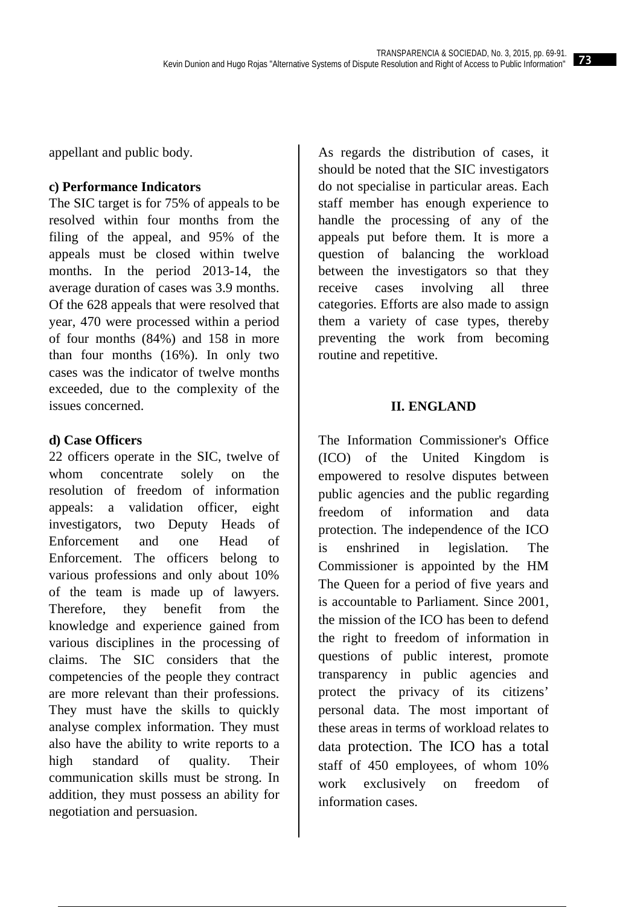appellant and public body.

**c) Performance Indicators**

The SIC target is for 75% of appeals to be resolved within four months from the filing of the appeal, and 95% of the appeals must be closed within twelve months. In the period 2013-14, the average duration of cases was 3.9 months. Of the 628 appeals that were resolved that year, 470 were processed within a period of four months (84%) and 158 in more than four months (16%). In only two cases was the indicator of twelve months exceeded, due to the complexity of the issues concerned.

**d) Case Officers**

22 officers operate in the SIC, twelve of whom concentrate solely on the resolution of freedom of information appeals: a validation officer, eight investigators, two Deputy Heads of Enforcement and one Head of Enforcement. The officers belong to various professions and only about 10% of the team is made up of lawyers. Therefore, they benefit from the knowledge and experience gained from various disciplines in the processing of claims. The SIC considers that the competencies of the people they contract are more relevant than their professions. They must have the skills to quickly analyse complex information. They must also have the ability to write reports to a high standard of quality. Their communication skills must be strong. In addition, they must possess an ability for negotiation and persuasion.

As regards the distribution of cases, it should be noted that the SIC investigators do not specialise in particular areas. Each staff member has enough experience to handle the processing of any of the appeals put before them. It is more a question of balancing the workload between the investigators so that they receive cases involving all three categories. Efforts are also made to assign them a variety of case types, thereby preventing the work from becoming routine and repetitive.

## II. ENGLAND

The Information Commissioner's Office (ICO) of the United Kingdom is empowered to resolve disputes between public agencies and the public regarding freedom of information and data protection. The independence of the ICO is enshrined in legislation. The Commissioner is appointed by the HM The Queen for a period of five years and is accountable to Parliament. Since 2001, the mission of the ICO has been to defend the right to freedom of information in questions of public interest, promote transparency in public agencies and protect the privacy of its citizens' personal data. The most important of these areas in terms of workload relates to data protection. The ICO has a total staff of 450 employees, of whom 10% work exclusively on freedom of information cases.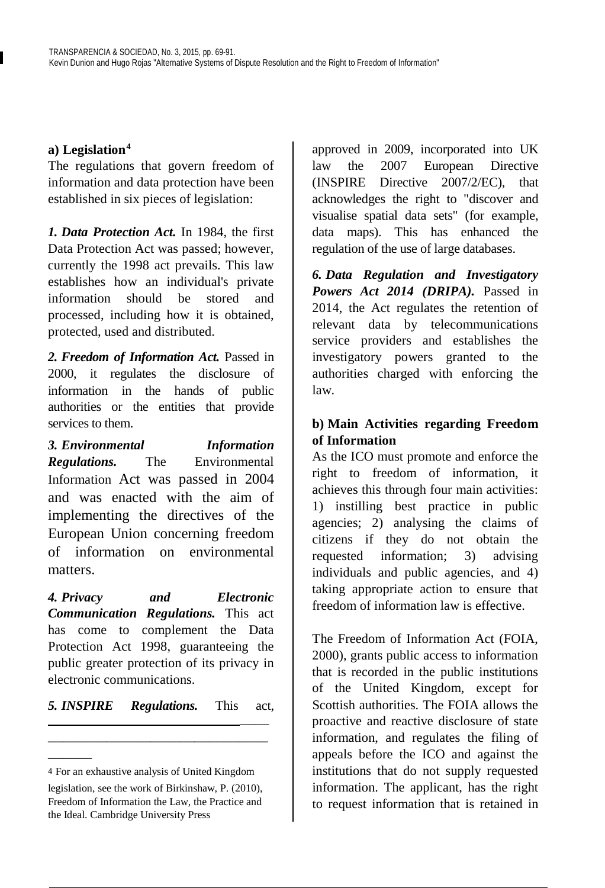### a) Legislation[4]

The regulations that govern freedom of information and data protection have been established in six pieces of legislation:

***1. Data Protection Act.*** In 1984, the first Data Protection Act was passed; however, currently the 1998 act prevails. This law establishes how an individual's private information should be stored and processed, including how it is obtained, protected, used and distributed.

***2. Freedom of Information Act.*** Passed in 2000, it regulates the disclosure of information in the hands of public authorities or the entities that provide services to them.

***3. Environmental Information Regulations.*** The Environmental Information Act was passed in 2004 and was enacted with the aim of implementing the directives of the European Union concerning freedom of information on environmental matters.

***4. Privacy and Electronic Communication Regulations.*** This act has come to complement the Data Protection Act 1998, guaranteeing the public greater protection of its privacy in electronic communications.

***5. INSPIRE Regulations.*** This act, approved in 2009, incorporated into UK law the 2007 European Directive (INSPIRE Directive 2007/2/EC), that acknowledges the right to "discover and visualise spatial data sets" (for example, data maps). This has enhanced the regulation of the use of large databases.

***6. Data Regulation and Investigatory Powers Act 2014 (DRIPA).*** Passed in 2014, the Act regulates the retention of relevant data by telecommunications service providers and establishes the investigatory powers granted to the authorities charged with enforcing the law.

### b) Main Activities regarding Freedom of Information

As the ICO must promote and enforce the right to freedom of information, it achieves this through four main activities: 1) instilling best practice in public agencies; 2) analysing the claims of citizens if they do not obtain the requested information; 3) advising individuals and public agencies, and 4) taking appropriate action to ensure that freedom of information law is effective.

The Freedom of Information Act (FOIA, 2000), grants public access to information that is recorded in the public institutions of the United Kingdom, except for Scottish authorities. The FOIA allows the proactive and reactive disclosure of state information, and regulates the filing of appeals before the ICO and against the institutions that do not supply requested information. The applicant, has the right to request information that is retained in

---

[4] For an exhaustive analysis of United Kingdom legislation, see the work of Birkinshaw, P. (2010), Freedom of Information the Law, the Practice and the Ideal. Cambridge University Press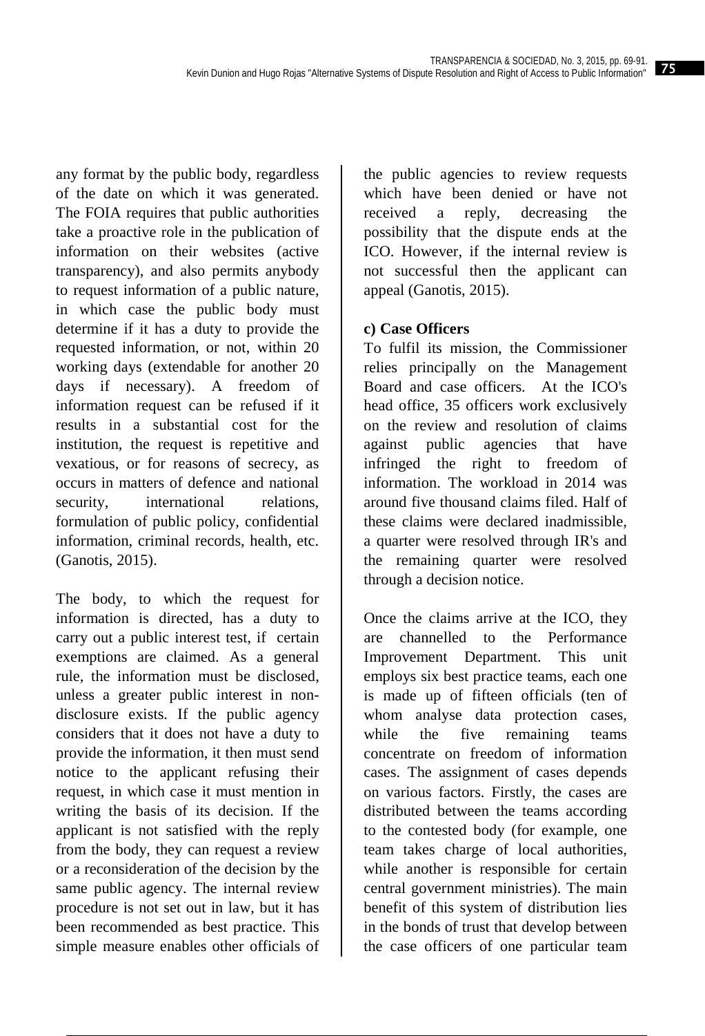any format by the public body, regardless of the date on which it was generated. The FOIA requires that public authorities take a proactive role in the publication of information on their websites (active transparency), and also permits anybody to request information of a public nature, in which case the public body must determine if it has a duty to provide the requested information, or not, within 20 working days (extendable for another 20 days if necessary). A freedom of information request can be refused if it results in a substantial cost for the institution, the request is repetitive and vexatious, or for reasons of secrecy, as occurs in matters of defence and national security, international relations, formulation of public policy, confidential information, criminal records, health, etc. (Ganotis, 2015).

The body, to which the request for information is directed, has a duty to carry out a public interest test, if certain exemptions are claimed. As a general rule, the information must be disclosed, unless a greater public interest in non-disclosure exists. If the public agency considers that it does not have a duty to provide the information, it then must send notice to the applicant refusing their request, in which case it must mention in writing the basis of its decision. If the applicant is not satisfied with the reply from the body, they can request a review or a reconsideration of the decision by the same public agency. The internal review procedure is not set out in law, but it has been recommended as best practice. This simple measure enables other officials of the public agencies to review requests which have been denied or have not received a reply, decreasing the possibility that the dispute ends at the ICO. However, if the internal review is not successful then the applicant can appeal (Ganotis, 2015).

**c) Case Officers**

To fulfil its mission, the Commissioner relies principally on the Management Board and case officers. At the ICO's head office, 35 officers work exclusively on the review and resolution of claims against public agencies that have infringed the right to freedom of information. The workload in 2014 was around five thousand claims filed. Half of these claims were declared inadmissible, a quarter were resolved through IR's and the remaining quarter were resolved through a decision notice.

Once the claims arrive at the ICO, they are channelled to the Performance Improvement Department. This unit employs six best practice teams, each one is made up of fifteen officials (ten of whom analyse data protection cases, while the five remaining teams concentrate on freedom of information cases. The assignment of cases depends on various factors. Firstly, the cases are distributed between the teams according to the contested body (for example, one team takes charge of local authorities, while another is responsible for certain central government ministries). The main benefit of this system of distribution lies in the bonds of trust that develop between the case officers of one particular team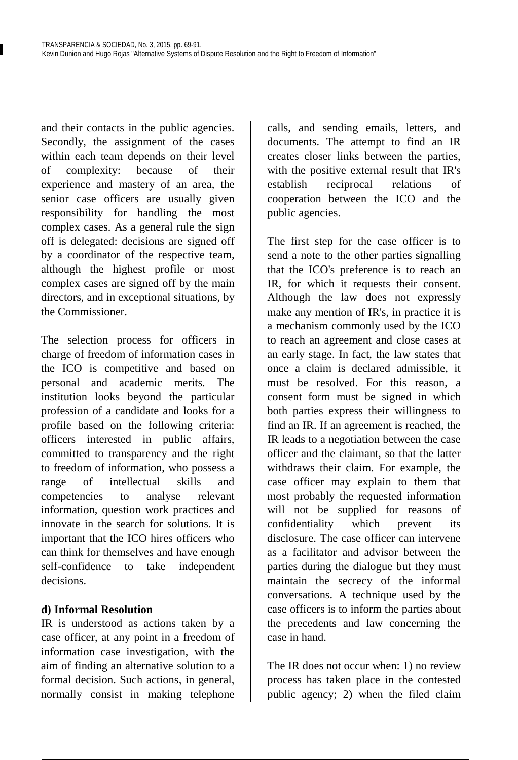and their contacts in the public agencies. Secondly, the assignment of the cases within each team depends on their level of complexity: because of their experience and mastery of an area, the senior case officers are usually given responsibility for handling the most complex cases. As a general rule the sign off is delegated: decisions are signed off by a coordinator of the respective team, although the highest profile or most complex cases are signed off by the main directors, and in exceptional situations, by the Commissioner.

The selection process for officers in charge of freedom of information cases in the ICO is competitive and based on personal and academic merits. The institution looks beyond the particular profession of a candidate and looks for a profile based on the following criteria: officers interested in public affairs, committed to transparency and the right to freedom of information, who possess a range of intellectual skills and competencies to analyse relevant information, question work practices and innovate in the search for solutions. It is important that the ICO hires officers who can think for themselves and have enough self-confidence to take independent decisions.

**d) Informal Resolution**

IR is understood as actions taken by a case officer, at any point in a freedom of information case investigation, with the aim of finding an alternative solution to a formal decision. Such actions, in general, normally consist in making telephone calls, and sending emails, letters, and documents. The attempt to find an IR creates closer links between the parties, with the positive external result that IR's establish reciprocal relations of cooperation between the ICO and the public agencies.

The first step for the case officer is to send a note to the other parties signalling that the ICO's preference is to reach an IR, for which it requests their consent. Although the law does not expressly make any mention of IR's, in practice it is a mechanism commonly used by the ICO to reach an agreement and close cases at an early stage. In fact, the law states that once a claim is declared admissible, it must be resolved. For this reason, a consent form must be signed in which both parties express their willingness to find an IR. If an agreement is reached, the IR leads to a negotiation between the case officer and the claimant, so that the latter withdraws their claim. For example, the case officer may explain to them that most probably the requested information will not be supplied for reasons of confidentiality which prevent its disclosure. The case officer can intervene as a facilitator and advisor between the parties during the dialogue but they must maintain the secrecy of the informal conversations. A technique used by the case officers is to inform the parties about the precedents and law concerning the case in hand.

The IR does not occur when: 1) no review process has taken place in the contested public agency; 2) when the filed claim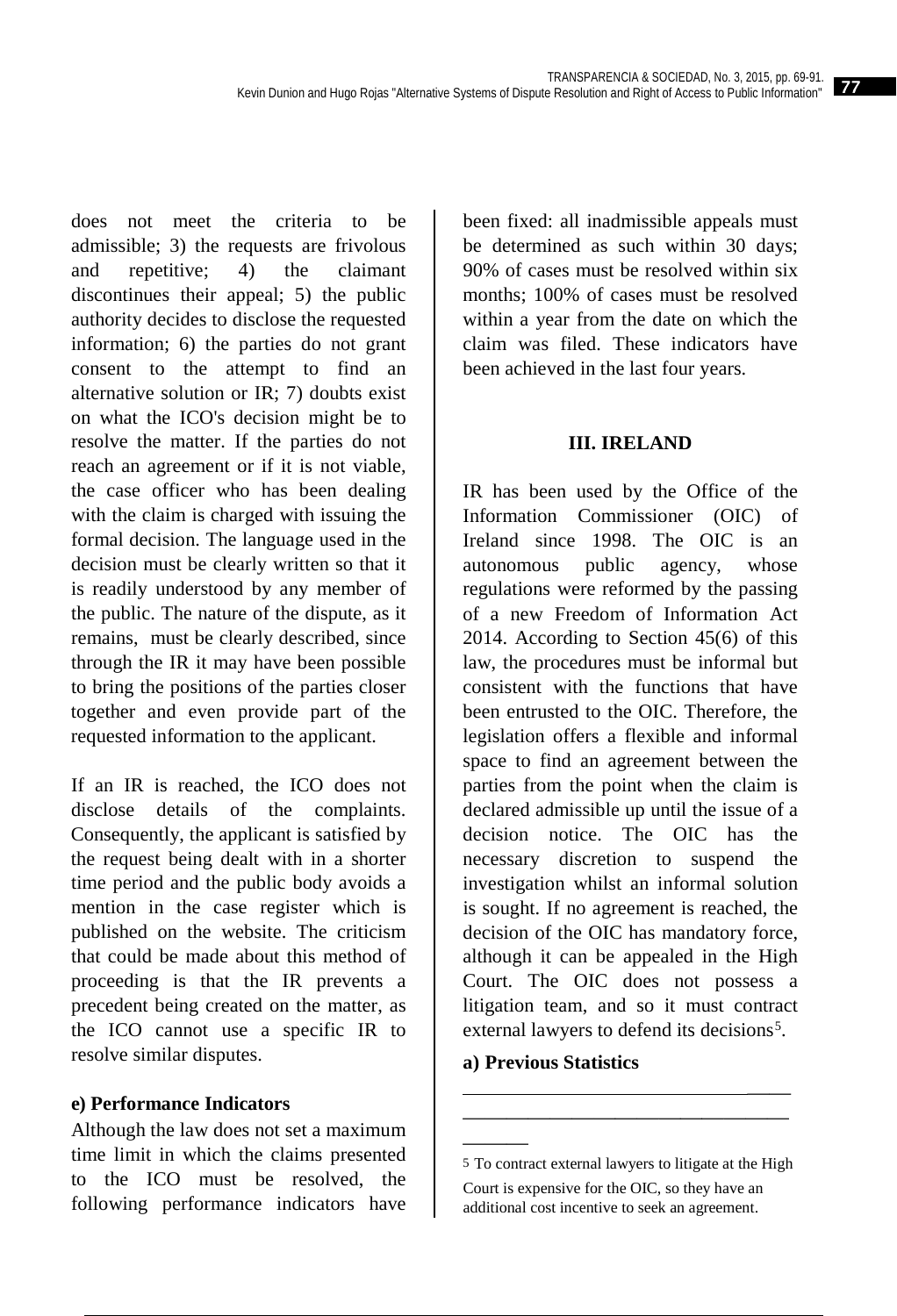does not meet the criteria to be admissible; 3) the requests are frivolous and repetitive; 4) the claimant discontinues their appeal; 5) the public authority decides to disclose the requested information; 6) the parties do not grant consent to the attempt to find an alternative solution or IR; 7) doubts exist on what the ICO's decision might be to resolve the matter. If the parties do not reach an agreement or if it is not viable, the case officer who has been dealing with the claim is charged with issuing the formal decision. The language used in the decision must be clearly written so that it is readily understood by any member of the public. The nature of the dispute, as it remains, must be clearly described, since through the IR it may have been possible to bring the positions of the parties closer together and even provide part of the requested information to the applicant.

If an IR is reached, the ICO does not disclose details of the complaints. Consequently, the applicant is satisfied by the request being dealt with in a shorter time period and the public body avoids a mention in the case register which is published on the website. The criticism that could be made about this method of proceeding is that the IR prevents a precedent being created on the matter, as the ICO cannot use a specific IR to resolve similar disputes.

**e) Performance Indicators**

Although the law does not set a maximum time limit in which the claims presented to the ICO must be resolved, the following performance indicators have been fixed: all inadmissible appeals must be determined as such within 30 days; 90% of cases must be resolved within six months; 100% of cases must be resolved within a year from the date on which the claim was filed. These indicators have been achieved in the last four years.

## III. IRELAND

IR has been used by the Office of the Information Commissioner (OIC) of Ireland since 1998. The OIC is an autonomous public agency, whose regulations were reformed by the passing of a new Freedom of Information Act 2014. According to Section 45(6) of this law, the procedures must be informal but consistent with the functions that have been entrusted to the OIC. Therefore, the legislation offers a flexible and informal space to find an agreement between the parties from the point when the claim is declared admissible up until the issue of a decision notice. The OIC has the necessary discretion to suspend the investigation whilst an informal solution is sought. If no agreement is reached, the decision of the OIC has mandatory force, although it can be appealed in the High Court. The OIC does not possess a litigation team, and so it must contract external lawyers to defend its decisions[5].

**a) Previous Statistics**

[5] To contract external lawyers to litigate at the High Court is expensive for the OIC, so they have an additional cost incentive to seek an agreement.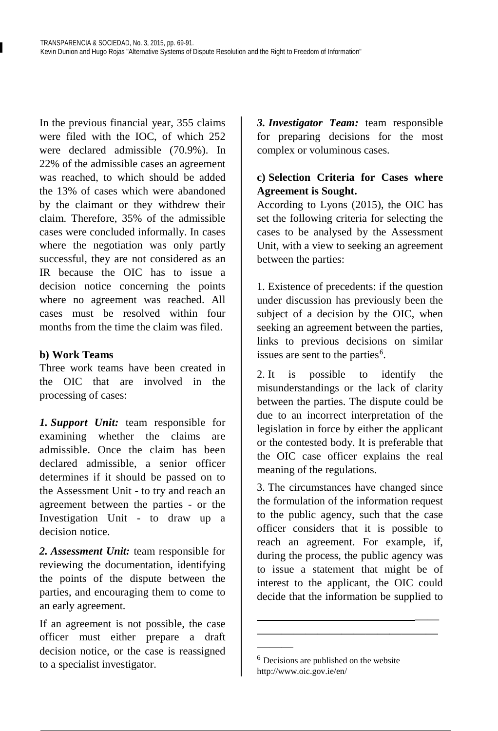In the previous financial year, 355 claims were filed with the IOC, of which 252 were declared admissible (70.9%). In 22% of the admissible cases an agreement was reached, to which should be added the 13% of cases which were abandoned by the claimant or they withdrew their claim. Therefore, 35% of the admissible cases were concluded informally. In cases where the negotiation was only partly successful, they are not considered as an IR because the OIC has to issue a decision notice concerning the points where no agreement was reached. All cases must be resolved within four months from the time the claim was filed.

**b) Work Teams**

Three work teams have been created in the OIC that are involved in the processing of cases:

***1. Support Unit:*** team responsible for examining whether the claims are admissible. Once the claim has been declared admissible, a senior officer determines if it should be passed on to the Assessment Unit - to try and reach an agreement between the parties - or the Investigation Unit - to draw up a decision notice.

***2. Assessment Unit:*** team responsible for reviewing the documentation, identifying the points of the dispute between the parties, and encouraging them to come to an early agreement.

If an agreement is not possible, the case officer must either prepare a draft decision notice, or the case is reassigned to a specialist investigator.

***3. Investigator Team:*** team responsible for preparing decisions for the most complex or voluminous cases.

**c) Selection Criteria for Cases where Agreement is Sought.**

According to Lyons (2015), the OIC has set the following criteria for selecting the cases to be analysed by the Assessment Unit, with a view to seeking an agreement between the parties:

1. Existence of precedents: if the question under discussion has previously been the subject of a decision by the OIC, when seeking an agreement between the parties, links to previous decisions on similar issues are sent to the parties[6].

2. It is possible to identify the misunderstandings or the lack of clarity between the parties. The dispute could be due to an incorrect interpretation of the legislation in force by either the applicant or the contested body. It is preferable that the OIC case officer explains the real meaning of the regulations.

3. The circumstances have changed since the formulation of the information request to the public agency, such that the case officer considers that it is possible to reach an agreement. For example, if, during the process, the public agency was to issue a statement that might be of interest to the applicant, the OIC could decide that the information be supplied to

---

[6] Decisions are published on the website http://www.oic.gov.ie/en/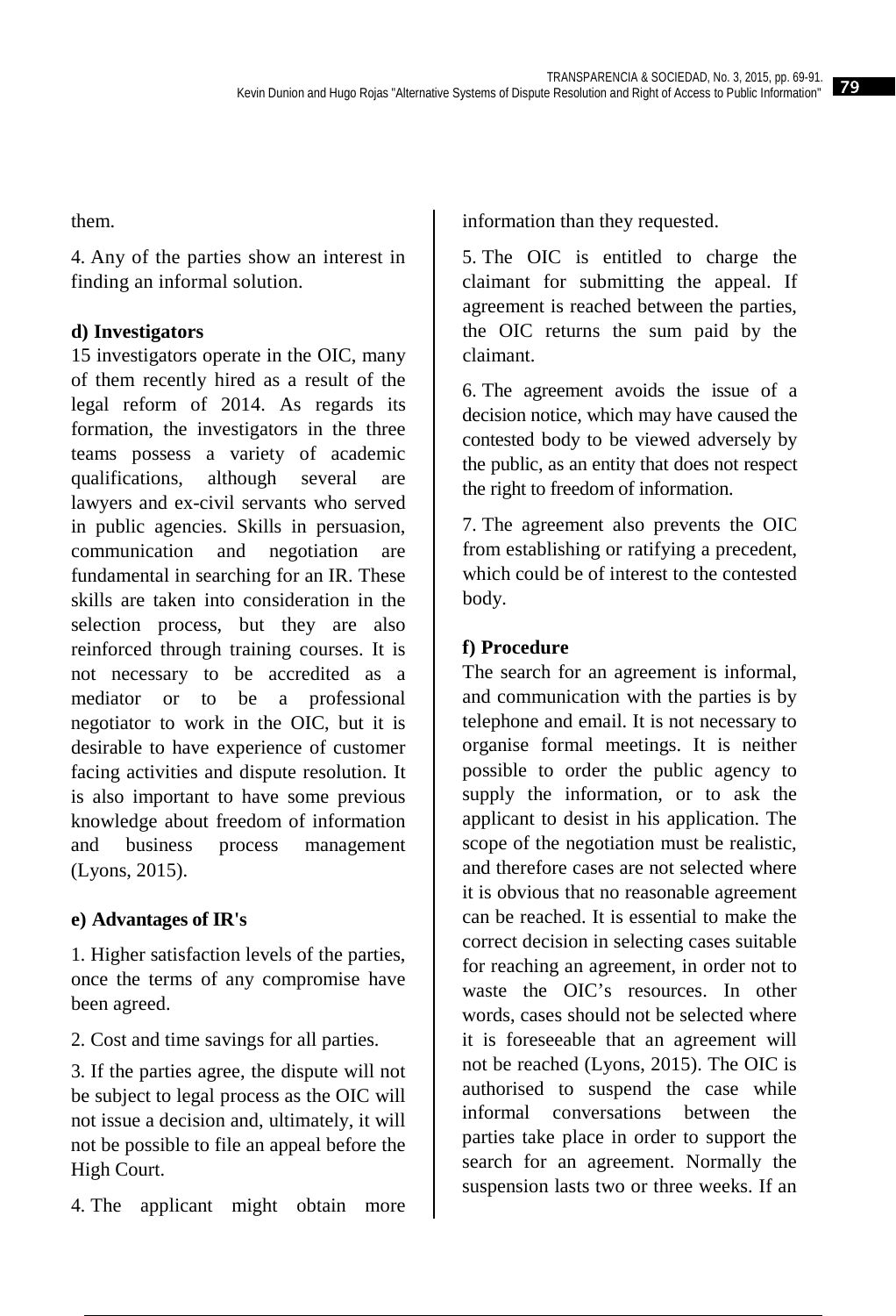them.

4. Any of the parties show an interest in finding an informal solution.

**d) Investigators**

15 investigators operate in the OIC, many of them recently hired as a result of the legal reform of 2014. As regards its formation, the investigators in the three teams possess a variety of academic qualifications, although several are lawyers and ex-civil servants who served in public agencies. Skills in persuasion, communication and negotiation are fundamental in searching for an IR. These skills are taken into consideration in the selection process, but they are also reinforced through training courses. It is not necessary to be accredited as a mediator or to be a professional negotiator to work in the OIC, but it is desirable to have experience of customer facing activities and dispute resolution. It is also important to have some previous knowledge about freedom of information and business process management (Lyons, 2015).

**e) Advantages of IR's**

1. Higher satisfaction levels of the parties, once the terms of any compromise have been agreed.

2. Cost and time savings for all parties.

3. If the parties agree, the dispute will not be subject to legal process as the OIC will not issue a decision and, ultimately, it will not be possible to file an appeal before the High Court.

4. The applicant might obtain more information than they requested.

5. The OIC is entitled to charge the claimant for submitting the appeal. If agreement is reached between the parties, the OIC returns the sum paid by the claimant.

6. The agreement avoids the issue of a decision notice, which may have caused the contested body to be viewed adversely by the public, as an entity that does not respect the right to freedom of information.

7. The agreement also prevents the OIC from establishing or ratifying a precedent, which could be of interest to the contested body.

**f) Procedure**

The search for an agreement is informal, and communication with the parties is by telephone and email. It is not necessary to organise formal meetings. It is neither possible to order the public agency to supply the information, or to ask the applicant to desist in his application. The scope of the negotiation must be realistic, and therefore cases are not selected where it is obvious that no reasonable agreement can be reached. It is essential to make the correct decision in selecting cases suitable for reaching an agreement, in order not to waste the OIC's resources. In other words, cases should not be selected where it is foreseeable that an agreement will not be reached (Lyons, 2015). The OIC is authorised to suspend the case while informal conversations between the parties take place in order to support the search for an agreement. Normally the suspension lasts two or three weeks. If an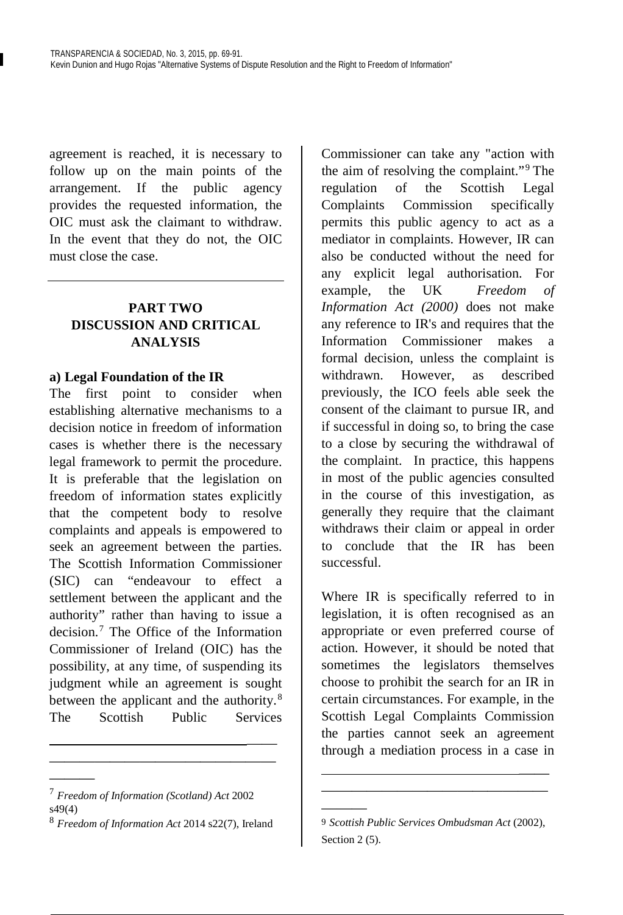agreement is reached, it is necessary to follow up on the main points of the arrangement. If the public agency provides the requested information, the OIC must ask the claimant to withdraw. In the event that they do not, the OIC must close the case.

## PART TWO
## DISCUSSION AND CRITICAL ANALYSIS

### a) Legal Foundation of the IR

The first point to consider when establishing alternative mechanisms to a decision notice in freedom of information cases is whether there is the necessary legal framework to permit the procedure. It is preferable that the legislation on freedom of information states explicitly that the competent body to resolve complaints and appeals is empowered to seek an agreement between the parties. The Scottish Information Commissioner (SIC) can "endeavour to effect a settlement between the applicant and the authority" rather than having to issue a decision.[7] The Office of the Information Commissioner of Ireland (OIC) has the possibility, at any time, of suspending its judgment while an agreement is sought between the applicant and the authority.[8] The Scottish Public Services Commissioner can take any "action with the aim of resolving the complaint."[9] The regulation of the Scottish Legal Complaints Commission specifically permits this public agency to act as a mediator in complaints. However, IR can also be conducted without the need for any explicit legal authorisation. For example, the UK *Freedom of Information Act (2000)* does not make any reference to IR's and requires that the Information Commissioner makes a formal decision, unless the complaint is withdrawn. However, as described previously, the ICO feels able seek the consent of the claimant to pursue IR, and if successful in doing so, to bring the case to a close by securing the withdrawal of the complaint. In practice, this happens in most of the public agencies consulted in the course of this investigation, as generally they require that the claimant withdraws their claim or appeal in order to conclude that the IR has been successful.

Where IR is specifically referred to in legislation, it is often recognised as an appropriate or even preferred course of action. However, it should be noted that sometimes the legislators themselves choose to prohibit the search for an IR in certain circumstances. For example, in the Scottish Legal Complaints Commission the parties cannot seek an agreement through a mediation process in a case in

---

[7] *Freedom of Information (Scotland) Act* 2002 s49(4)

[8] *Freedom of Information Act* 2014 s22(7), Ireland

[9] *Scottish Public Services Ombudsman Act* (2002), Section 2 (5).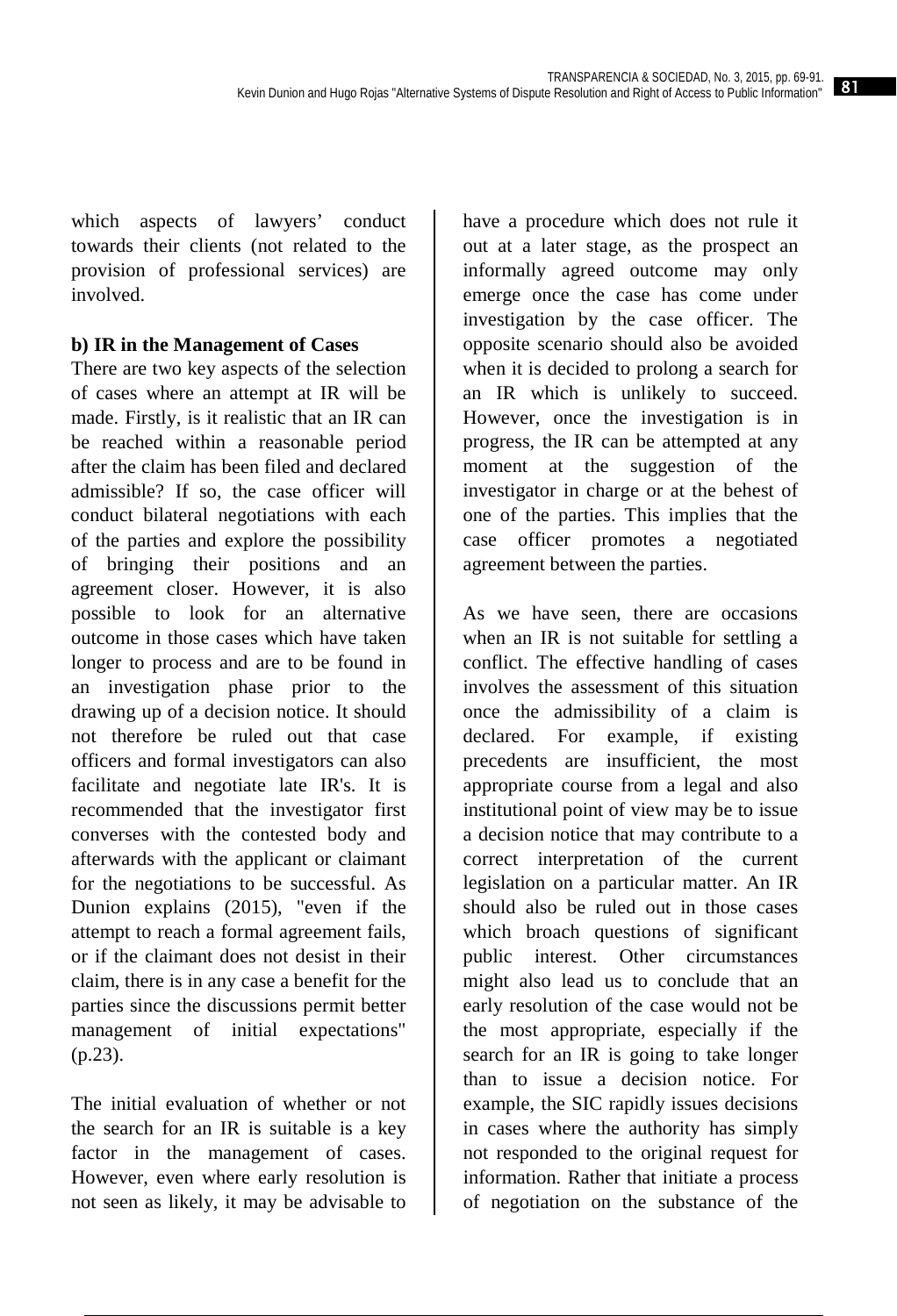which aspects of lawyers' conduct towards their clients (not related to the provision of professional services) are involved.

**b) IR in the Management of Cases**

There are two key aspects of the selection of cases where an attempt at IR will be made. Firstly, is it realistic that an IR can be reached within a reasonable period after the claim has been filed and declared admissible? If so, the case officer will conduct bilateral negotiations with each of the parties and explore the possibility of bringing their positions and an agreement closer. However, it is also possible to look for an alternative outcome in those cases which have taken longer to process and are to be found in an investigation phase prior to the drawing up of a decision notice. It should not therefore be ruled out that case officers and formal investigators can also facilitate and negotiate late IR's. It is recommended that the investigator first converses with the contested body and afterwards with the applicant or claimant for the negotiations to be successful. As Dunion explains (2015), "even if the attempt to reach a formal agreement fails, or if the claimant does not desist in their claim, there is in any case a benefit for the parties since the discussions permit better management of initial expectations" (p.23).

The initial evaluation of whether or not the search for an IR is suitable is a key factor in the management of cases. However, even where early resolution is not seen as likely, it may be advisable to have a procedure which does not rule it out at a later stage, as the prospect an informally agreed outcome may only emerge once the case has come under investigation by the case officer. The opposite scenario should also be avoided when it is decided to prolong a search for an IR which is unlikely to succeed. However, once the investigation is in progress, the IR can be attempted at any moment at the suggestion of the investigator in charge or at the behest of one of the parties. This implies that the case officer promotes a negotiated agreement between the parties.

As we have seen, there are occasions when an IR is not suitable for settling a conflict. The effective handling of cases involves the assessment of this situation once the admissibility of a claim is declared. For example, if existing precedents are insufficient, the most appropriate course from a legal and also institutional point of view may be to issue a decision notice that may contribute to a correct interpretation of the current legislation on a particular matter. An IR should also be ruled out in those cases which broach questions of significant public interest. Other circumstances might also lead us to conclude that an early resolution of the case would not be the most appropriate, especially if the search for an IR is going to take longer than to issue a decision notice. For example, the SIC rapidly issues decisions in cases where the authority has simply not responded to the original request for information. Rather that initiate a process of negotiation on the substance of the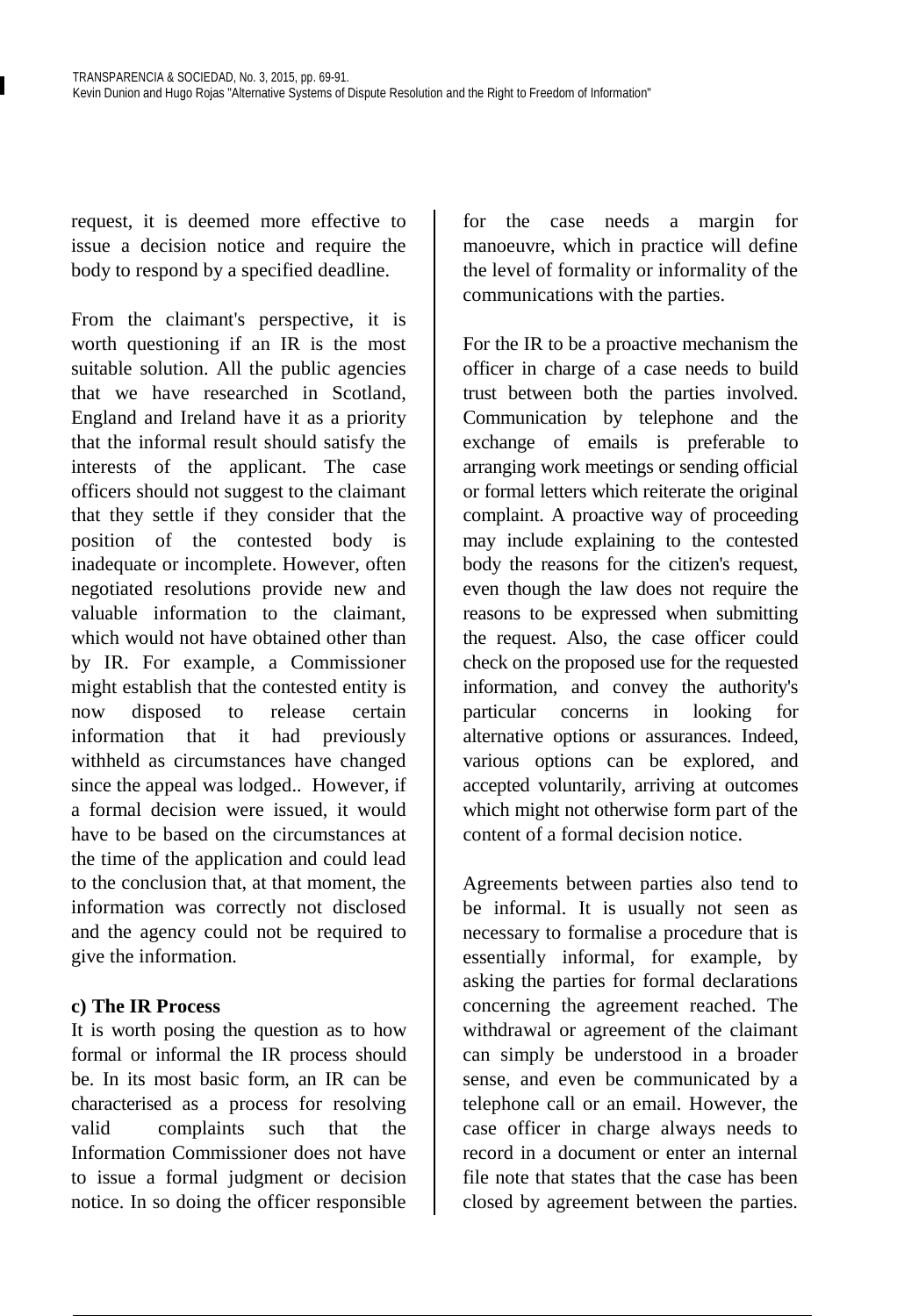request, it is deemed more effective to issue a decision notice and require the body to respond by a specified deadline.

From the claimant's perspective, it is worth questioning if an IR is the most suitable solution. All the public agencies that we have researched in Scotland, England and Ireland have it as a priority that the informal result should satisfy the interests of the applicant. The case officers should not suggest to the claimant that they settle if they consider that the position of the contested body is inadequate or incomplete. However, often negotiated resolutions provide new and valuable information to the claimant, which would not have obtained other than by IR. For example, a Commissioner might establish that the contested entity is now disposed to release certain information that it had previously withheld as circumstances have changed since the appeal was lodged.. However, if a formal decision were issued, it would have to be based on the circumstances at the time of the application and could lead to the conclusion that, at that moment, the information was correctly not disclosed and the agency could not be required to give the information.

**c) The IR Process**

It is worth posing the question as to how formal or informal the IR process should be. In its most basic form, an IR can be characterised as a process for resolving valid complaints such that the Information Commissioner does not have to issue a formal judgment or decision notice. In so doing the officer responsible for the case needs a margin for manoeuvre, which in practice will define the level of formality or informality of the communications with the parties.

For the IR to be a proactive mechanism the officer in charge of a case needs to build trust between both the parties involved. Communication by telephone and the exchange of emails is preferable to arranging work meetings or sending official or formal letters which reiterate the original complaint. A proactive way of proceeding may include explaining to the contested body the reasons for the citizen's request, even though the law does not require the reasons to be expressed when submitting the request. Also, the case officer could check on the proposed use for the requested information, and convey the authority's particular concerns in looking for alternative options or assurances. Indeed, various options can be explored, and accepted voluntarily, arriving at outcomes which might not otherwise form part of the content of a formal decision notice.

Agreements between parties also tend to be informal. It is usually not seen as necessary to formalise a procedure that is essentially informal, for example, by asking the parties for formal declarations concerning the agreement reached. The withdrawal or agreement of the claimant can simply be understood in a broader sense, and even be communicated by a telephone call or an email. However, the case officer in charge always needs to record in a document or enter an internal file note that states that the case has been closed by agreement between the parties.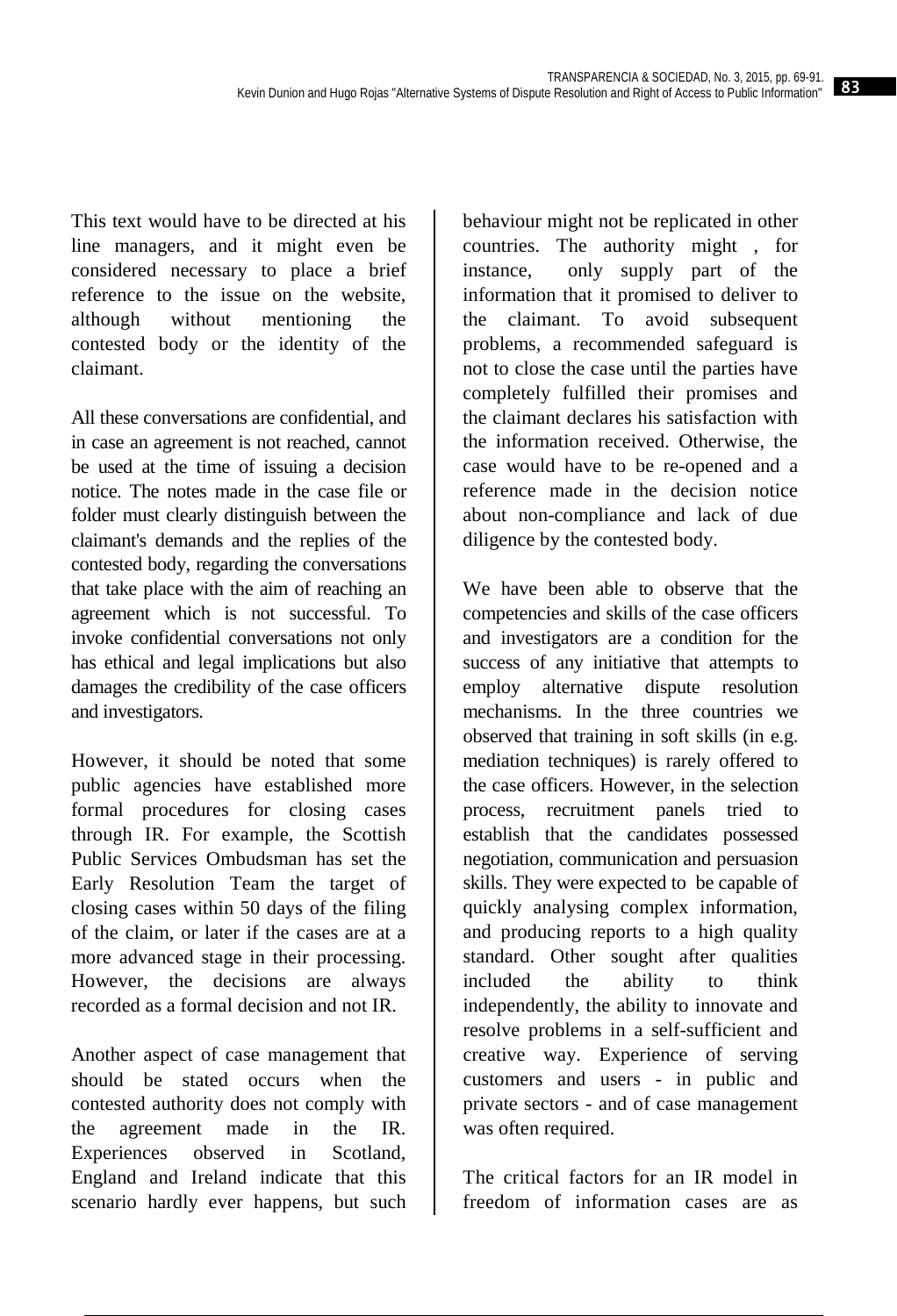This text would have to be directed at his line managers, and it might even be considered necessary to place a brief reference to the issue on the website, although without mentioning the contested body or the identity of the claimant.

All these conversations are confidential, and in case an agreement is not reached, cannot be used at the time of issuing a decision notice. The notes made in the case file or folder must clearly distinguish between the claimant's demands and the replies of the contested body, regarding the conversations that take place with the aim of reaching an agreement which is not successful. To invoke confidential conversations not only has ethical and legal implications but also damages the credibility of the case officers and investigators.

However, it should be noted that some public agencies have established more formal procedures for closing cases through IR. For example, the Scottish Public Services Ombudsman has set the Early Resolution Team the target of closing cases within 50 days of the filing of the claim, or later if the cases are at a more advanced stage in their processing. However, the decisions are always recorded as a formal decision and not IR.

Another aspect of case management that should be stated occurs when the contested authority does not comply with the agreement made in the IR. Experiences observed in Scotland, England and Ireland indicate that this scenario hardly ever happens, but such behaviour might not be replicated in other countries. The authority might , for instance, only supply part of the information that it promised to deliver to the claimant. To avoid subsequent problems, a recommended safeguard is not to close the case until the parties have completely fulfilled their promises and the claimant declares his satisfaction with the information received. Otherwise, the case would have to be re-opened and a reference made in the decision notice about non-compliance and lack of due diligence by the contested body.

We have been able to observe that the competencies and skills of the case officers and investigators are a condition for the success of any initiative that attempts to employ alternative dispute resolution mechanisms. In the three countries we observed that training in soft skills (in e.g. mediation techniques) is rarely offered to the case officers. However, in the selection process, recruitment panels tried to establish that the candidates possessed negotiation, communication and persuasion skills. They were expected to be capable of quickly analysing complex information, and producing reports to a high quality standard. Other sought after qualities included the ability to think independently, the ability to innovate and resolve problems in a self-sufficient and creative way. Experience of serving customers and users - in public and private sectors - and of case management was often required.

The critical factors for an IR model in freedom of information cases are as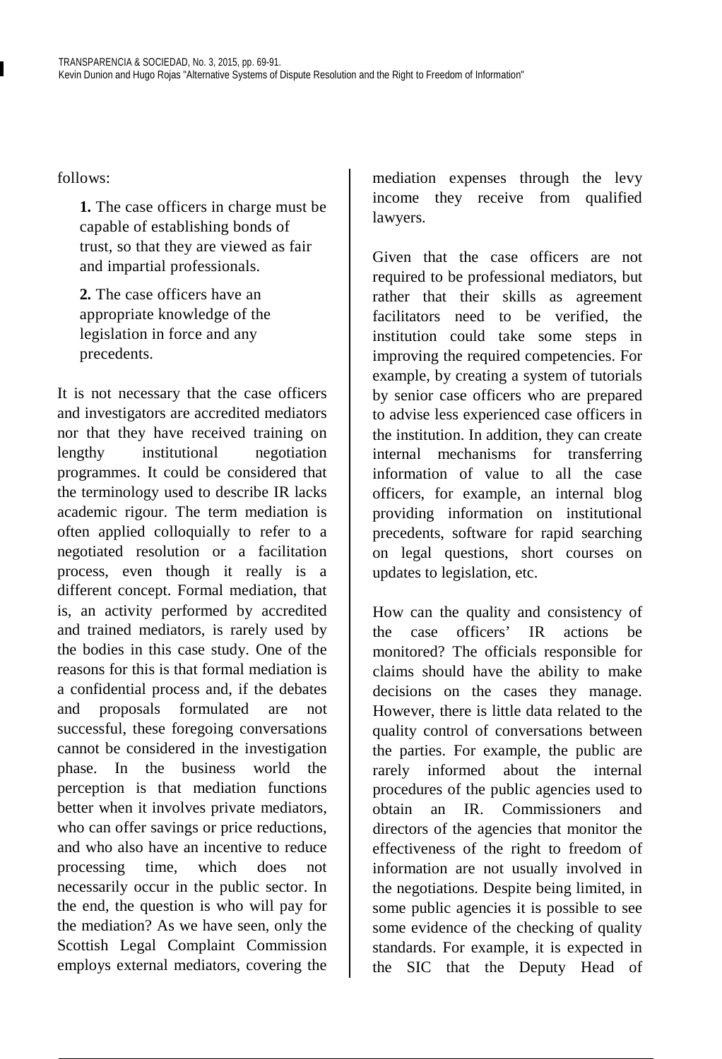follows:

**1.** The case officers in charge must be capable of establishing bonds of trust, so that they are viewed as fair and impartial professionals.

**2.** The case officers have an appropriate knowledge of the legislation in force and any precedents.

It is not necessary that the case officers and investigators are accredited mediators nor that they have received training on lengthy institutional negotiation programmes. It could be considered that the terminology used to describe IR lacks academic rigour. The term mediation is often applied colloquially to refer to a negotiated resolution or a facilitation process, even though it really is a different concept. Formal mediation, that is, an activity performed by accredited and trained mediators, is rarely used by the bodies in this case study. One of the reasons for this is that formal mediation is a confidential process and, if the debates and proposals formulated are not successful, these foregoing conversations cannot be considered in the investigation phase. In the business world the perception is that mediation functions better when it involves private mediators, who can offer savings or price reductions, and who also have an incentive to reduce processing time, which does not necessarily occur in the public sector. In the end, the question is who will pay for the mediation? As we have seen, only the Scottish Legal Complaint Commission employs external mediators, covering the mediation expenses through the levy income they receive from qualified lawyers.

Given that the case officers are not required to be professional mediators, but rather that their skills as agreement facilitators need to be verified, the institution could take some steps in improving the required competencies. For example, by creating a system of tutorials by senior case officers who are prepared to advise less experienced case officers in the institution. In addition, they can create internal mechanisms for transferring information of value to all the case officers, for example, an internal blog providing information on institutional precedents, software for rapid searching on legal questions, short courses on updates to legislation, etc.

How can the quality and consistency of the case officers' IR actions be monitored? The officials responsible for claims should have the ability to make decisions on the cases they manage. However, there is little data related to the quality control of conversations between the parties. For example, the public are rarely informed about the internal procedures of the public agencies used to obtain an IR. Commissioners and directors of the agencies that monitor the effectiveness of the right to freedom of information are not usually involved in the negotiations. Despite being limited, in some public agencies it is possible to see some evidence of the checking of quality standards. For example, it is expected in the SIC that the Deputy Head of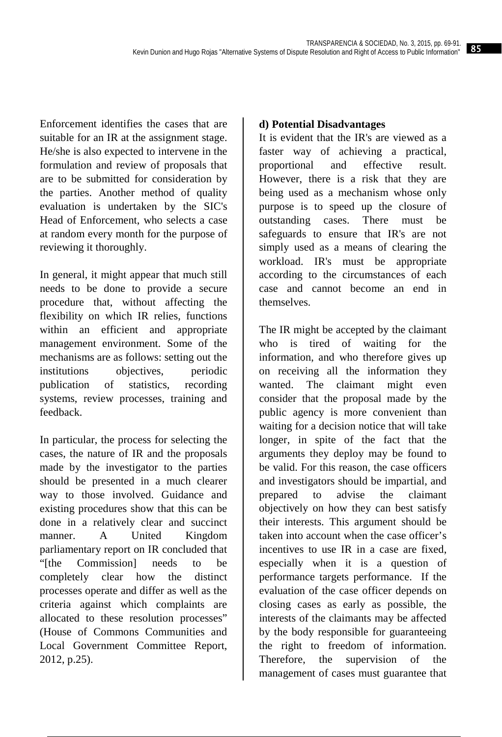Enforcement identifies the cases that are suitable for an IR at the assignment stage. He/she is also expected to intervene in the formulation and review of proposals that are to be submitted for consideration by the parties. Another method of quality evaluation is undertaken by the SIC's Head of Enforcement, who selects a case at random every month for the purpose of reviewing it thoroughly.

In general, it might appear that much still needs to be done to provide a secure procedure that, without affecting the flexibility on which IR relies, functions within an efficient and appropriate management environment. Some of the mechanisms are as follows: setting out the institutions objectives, periodic publication of statistics, recording systems, review processes, training and feedback.

In particular, the process for selecting the cases, the nature of IR and the proposals made by the investigator to the parties should be presented in a much clearer way to those involved. Guidance and existing procedures show that this can be done in a relatively clear and succinct manner. A United Kingdom parliamentary report on IR concluded that "[the Commission] needs to be completely clear how the distinct processes operate and differ as well as the criteria against which complaints are allocated to these resolution processes" (House of Commons Communities and Local Government Committee Report, 2012, p.25).

**d) Potential Disadvantages**

It is evident that the IR's are viewed as a faster way of achieving a practical, proportional and effective result. However, there is a risk that they are being used as a mechanism whose only purpose is to speed up the closure of outstanding cases. There must be safeguards to ensure that IR's are not simply used as a means of clearing the workload. IR's must be appropriate according to the circumstances of each case and cannot become an end in themselves.

The IR might be accepted by the claimant who is tired of waiting for the information, and who therefore gives up on receiving all the information they wanted. The claimant might even consider that the proposal made by the public agency is more convenient than waiting for a decision notice that will take longer, in spite of the fact that the arguments they deploy may be found to be valid. For this reason, the case officers and investigators should be impartial, and prepared to advise the claimant objectively on how they can best satisfy their interests. This argument should be taken into account when the case officer's incentives to use IR in a case are fixed, especially when it is a question of performance targets performance. If the evaluation of the case officer depends on closing cases as early as possible, the interests of the claimants may be affected by the body responsible for guaranteeing the right to freedom of information. Therefore, the supervision of the management of cases must guarantee that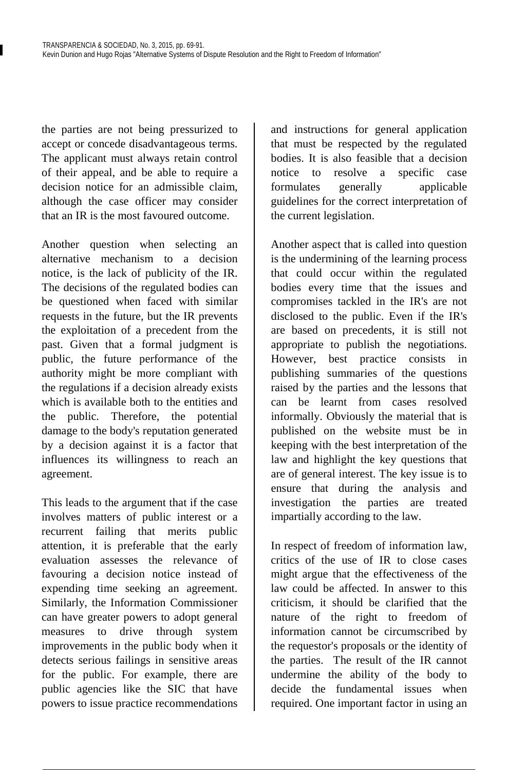the parties are not being pressurized to accept or concede disadvantageous terms. The applicant must always retain control of their appeal, and be able to require a decision notice for an admissible claim, although the case officer may consider that an IR is the most favoured outcome.

Another question when selecting an alternative mechanism to a decision notice, is the lack of publicity of the IR. The decisions of the regulated bodies can be questioned when faced with similar requests in the future, but the IR prevents the exploitation of a precedent from the past. Given that a formal judgment is public, the future performance of the authority might be more compliant with the regulations if a decision already exists which is available both to the entities and the public. Therefore, the potential damage to the body's reputation generated by a decision against it is a factor that influences its willingness to reach an agreement.

This leads to the argument that if the case involves matters of public interest or a recurrent failing that merits public attention, it is preferable that the early evaluation assesses the relevance of favouring a decision notice instead of expending time seeking an agreement. Similarly, the Information Commissioner can have greater powers to adopt general measures to drive through system improvements in the public body when it detects serious failings in sensitive areas for the public. For example, there are public agencies like the SIC that have powers to issue practice recommendations and instructions for general application that must be respected by the regulated bodies. It is also feasible that a decision notice to resolve a specific case formulates generally applicable guidelines for the correct interpretation of the current legislation.

Another aspect that is called into question is the undermining of the learning process that could occur within the regulated bodies every time that the issues and compromises tackled in the IR's are not disclosed to the public. Even if the IR's are based on precedents, it is still not appropriate to publish the negotiations. However, best practice consists in publishing summaries of the questions raised by the parties and the lessons that can be learnt from cases resolved informally. Obviously the material that is published on the website must be in keeping with the best interpretation of the law and highlight the key questions that are of general interest. The key issue is to ensure that during the analysis and investigation the parties are treated impartially according to the law.

In respect of freedom of information law, critics of the use of IR to close cases might argue that the effectiveness of the law could be affected. In answer to this criticism, it should be clarified that the nature of the right to freedom of information cannot be circumscribed by the requestor's proposals or the identity of the parties. The result of the IR cannot undermine the ability of the body to decide the fundamental issues when required. One important factor in using an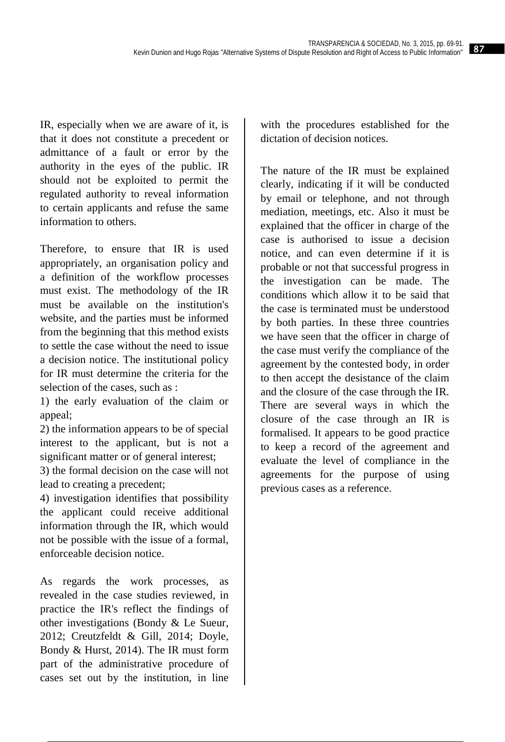IR, especially when we are aware of it, is that it does not constitute a precedent or admittance of a fault or error by the authority in the eyes of the public. IR should not be exploited to permit the regulated authority to reveal information to certain applicants and refuse the same information to others.

Therefore, to ensure that IR is used appropriately, an organisation policy and a definition of the workflow processes must exist. The methodology of the IR must be available on the institution's website, and the parties must be informed from the beginning that this method exists to settle the case without the need to issue a decision notice. The institutional policy for IR must determine the criteria for the selection of the cases, such as :

1) the early evaluation of the claim or appeal;
2) the information appears to be of special interest to the applicant, but is not a significant matter or of general interest;
3) the formal decision on the case will not lead to creating a precedent;
4) investigation identifies that possibility the applicant could receive additional information through the IR, which would not be possible with the issue of a formal, enforceable decision notice.

As regards the work processes, as revealed in the case studies reviewed, in practice the IR's reflect the findings of other investigations (Bondy & Le Sueur, 2012; Creutzfeldt & Gill, 2014; Doyle, Bondy & Hurst, 2014). The IR must form part of the administrative procedure of cases set out by the institution, in line with the procedures established for the dictation of decision notices.

The nature of the IR must be explained clearly, indicating if it will be conducted by email or telephone, and not through mediation, meetings, etc. Also it must be explained that the officer in charge of the case is authorised to issue a decision notice, and can even determine if it is probable or not that successful progress in the investigation can be made. The conditions which allow it to be said that the case is terminated must be understood by both parties. In these three countries we have seen that the officer in charge of the case must verify the compliance of the agreement by the contested body, in order to then accept the desistance of the claim and the closure of the case through the IR. There are several ways in which the closure of the case through an IR is formalised. It appears to be good practice to keep a record of the agreement and evaluate the level of compliance in the agreements for the purpose of using previous cases as a reference.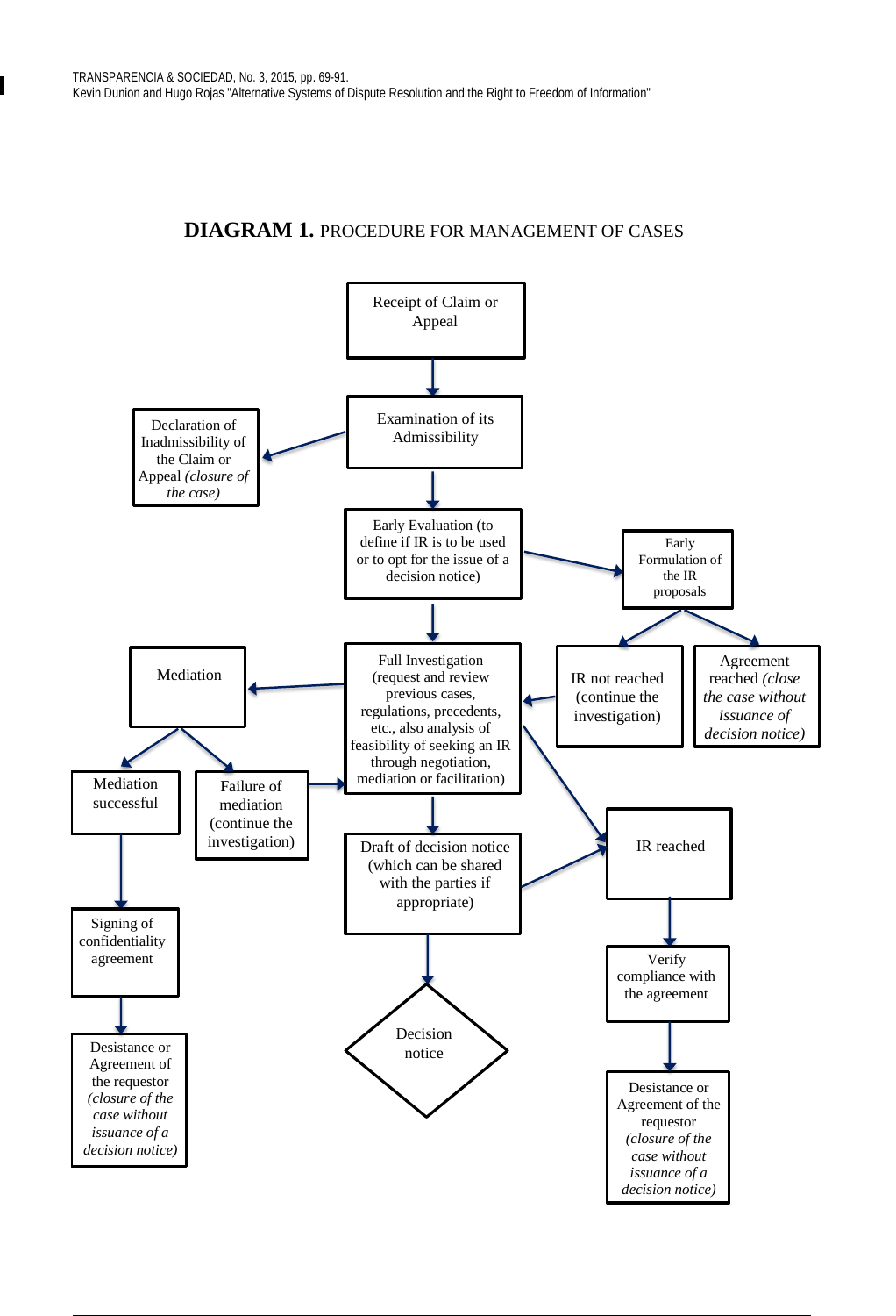**DIAGRAM 1.** PROCEDURE FOR MANAGEMENT OF CASES

Receipt of Claim or Appeal

Examination of its Admissibility

Declaration of Inadmissibility of the Claim or Appeal *(closure of the case)*

Early Evaluation (to define if IR is to be used or to opt for the issue of a decision notice)

Early Formulation of the IR proposals

Mediation

Full Investigation (request and review previous cases, regulations, precedents, etc., also analysis of feasibility of seeking an IR through negotiation, mediation or facilitation)

IR not reached (continue the investigation)

Agreement reached *(close the case without issuance of decision notice)*

Mediation successful

Failure of mediation (continue the investigation)

Draft of decision notice (which can be shared with the parties if appropriate)

IR reached

Signing of confidentiality agreement

Verify compliance with the agreement

Decision notice

Desistance or Agreement of the requestor *(closure of the case without issuance of a decision notice)*

Desistance or Agreement of the requestor *(closure of the case without issuance of a decision notice)*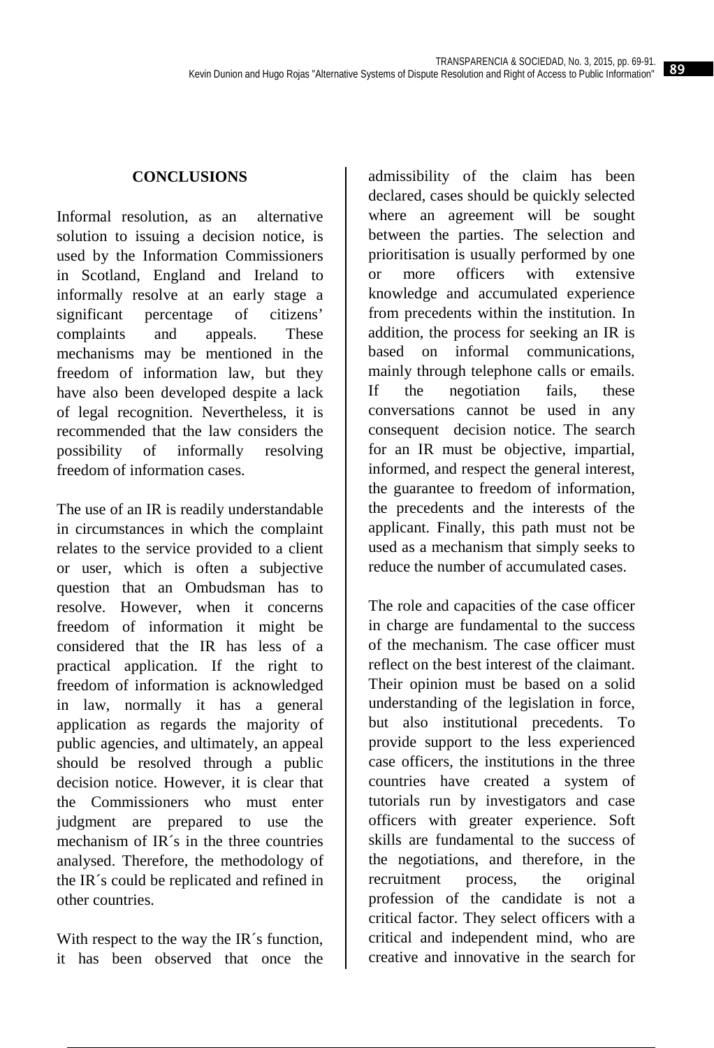## CONCLUSIONS

Informal resolution, as an alternative solution to issuing a decision notice, is used by the Information Commissioners in Scotland, England and Ireland to informally resolve at an early stage a significant percentage of citizens' complaints and appeals. These mechanisms may be mentioned in the freedom of information law, but they have also been developed despite a lack of legal recognition. Nevertheless, it is recommended that the law considers the possibility of informally resolving freedom of information cases.

The use of an IR is readily understandable in circumstances in which the complaint relates to the service provided to a client or user, which is often a subjective question that an Ombudsman has to resolve. However, when it concerns freedom of information it might be considered that the IR has less of a practical application. If the right to freedom of information is acknowledged in law, normally it has a general application as regards the majority of public agencies, and ultimately, an appeal should be resolved through a public decision notice. However, it is clear that the Commissioners who must enter judgment are prepared to use the mechanism of IR´s in the three countries analysed. Therefore, the methodology of the IR´s could be replicated and refined in other countries.

With respect to the way the IR´s function, it has been observed that once the admissibility of the claim has been declared, cases should be quickly selected where an agreement will be sought between the parties. The selection and prioritisation is usually performed by one or more officers with extensive knowledge and accumulated experience from precedents within the institution. In addition, the process for seeking an IR is based on informal communications, mainly through telephone calls or emails. If the negotiation fails, these conversations cannot be used in any consequent decision notice. The search for an IR must be objective, impartial, informed, and respect the general interest, the guarantee to freedom of information, the precedents and the interests of the applicant. Finally, this path must not be used as a mechanism that simply seeks to reduce the number of accumulated cases.

The role and capacities of the case officer in charge are fundamental to the success of the mechanism. The case officer must reflect on the best interest of the claimant. Their opinion must be based on a solid understanding of the legislation in force, but also institutional precedents. To provide support to the less experienced case officers, the institutions in the three countries have created a system of tutorials run by investigators and case officers with greater experience. Soft skills are fundamental to the success of the negotiations, and therefore, in the recruitment process, the original profession of the candidate is not a critical factor. They select officers with a critical and independent mind, who are creative and innovative in the search for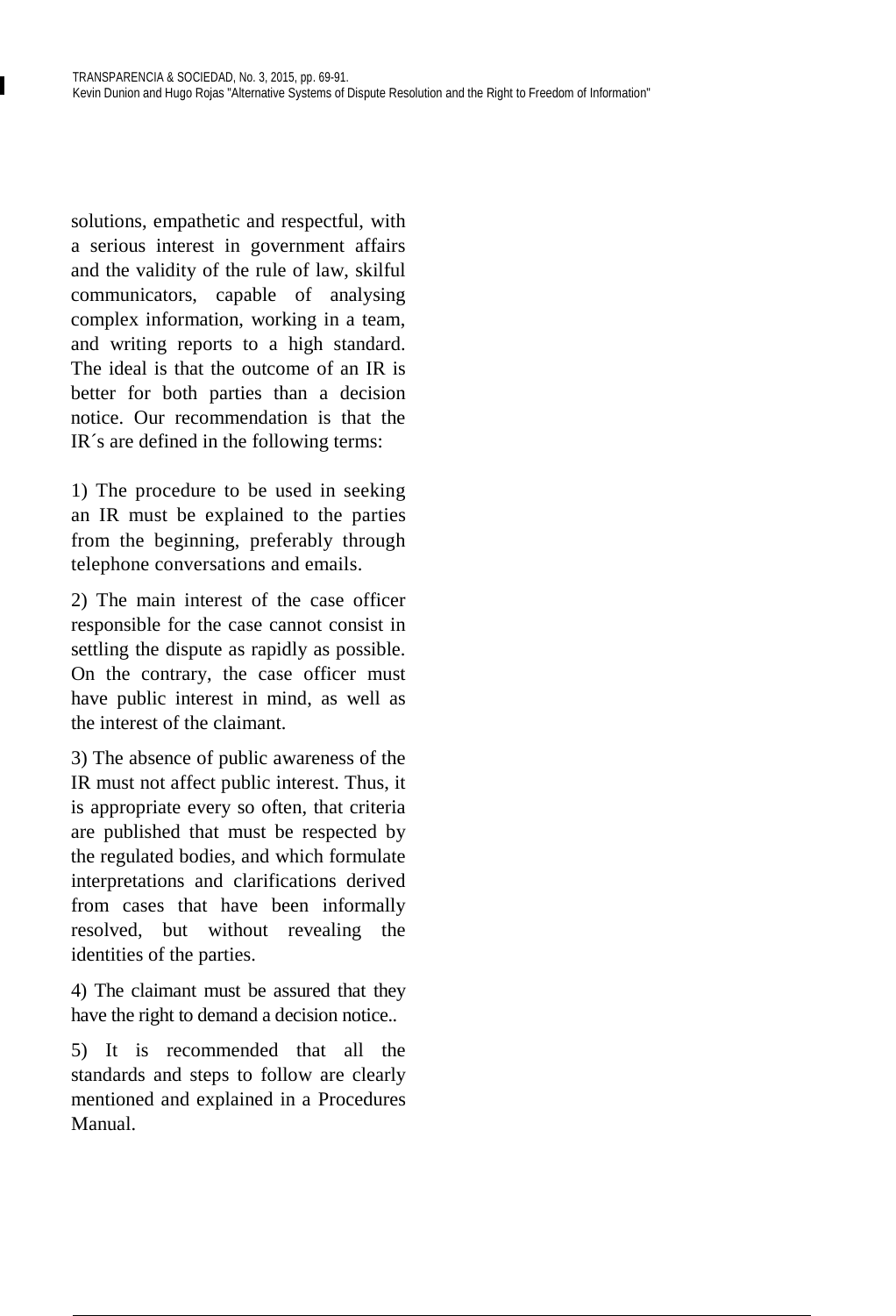solutions, empathetic and respectful, with a serious interest in government affairs and the validity of the rule of law, skilful communicators, capable of analysing complex information, working in a team, and writing reports to a high standard. The ideal is that the outcome of an IR is better for both parties than a decision notice. Our recommendation is that the IR´s are defined in the following terms:

1) The procedure to be used in seeking an IR must be explained to the parties from the beginning, preferably through telephone conversations and emails.

2) The main interest of the case officer responsible for the case cannot consist in settling the dispute as rapidly as possible. On the contrary, the case officer must have public interest in mind, as well as the interest of the claimant.

3) The absence of public awareness of the IR must not affect public interest. Thus, it is appropriate every so often, that criteria are published that must be respected by the regulated bodies, and which formulate interpretations and clarifications derived from cases that have been informally resolved, but without revealing the identities of the parties.

4) The claimant must be assured that they have the right to demand a decision notice..

5) It is recommended that all the standards and steps to follow are clearly mentioned and explained in a Procedures Manual.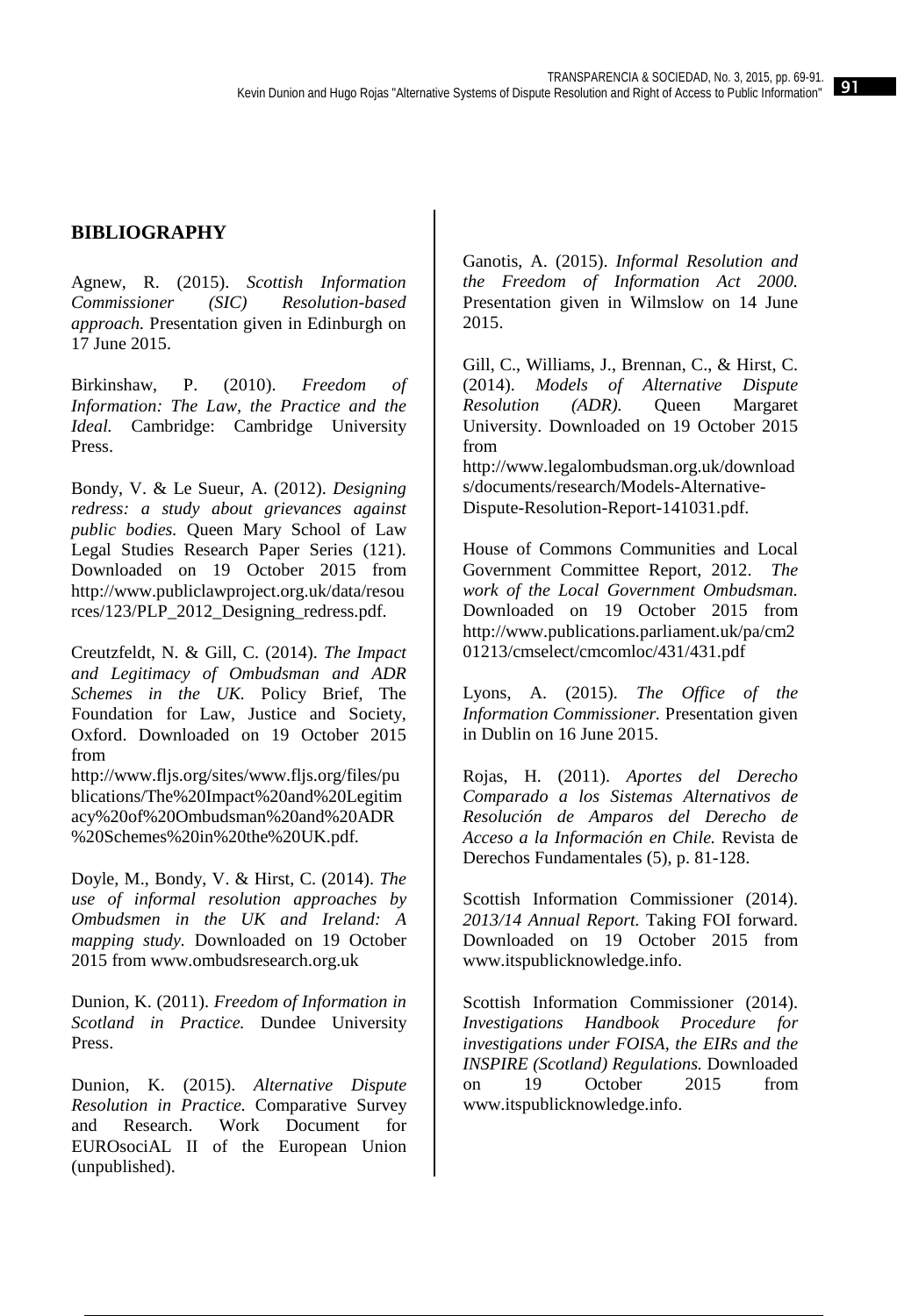## BIBLIOGRAPHY

Agnew, R. (2015). *Scottish Information Commissioner (SIC) Resolution-based approach.* Presentation given in Edinburgh on 17 June 2015.

Birkinshaw, P. (2010). *Freedom of Information: The Law, the Practice and the Ideal.* Cambridge: Cambridge University Press.

Bondy, V. & Le Sueur, A. (2012). *Designing redress: a study about grievances against public bodies.* Queen Mary School of Law Legal Studies Research Paper Series (121). Downloaded on 19 October 2015 from http://www.publiclawproject.org.uk/data/resources/123/PLP_2012_Designing_redress.pdf.

Creutzfeldt, N. & Gill, C. (2014). *The Impact and Legitimacy of Ombudsman and ADR Schemes in the UK.* Policy Brief, The Foundation for Law, Justice and Society, Oxford. Downloaded on 19 October 2015 from http://www.fljs.org/sites/www.fljs.org/files/publications/The%20Impact%20and%20Legitimacy%20of%20Ombudsman%20and%20ADR%20Schemes%20in%20the%20UK.pdf.

Doyle, M., Bondy, V. & Hirst, C. (2014). *The use of informal resolution approaches by Ombudsmen in the UK and Ireland: A mapping study.* Downloaded on 19 October 2015 from www.ombudsresearch.org.uk

Dunion, K. (2011). *Freedom of Information in Scotland in Practice.* Dundee University Press.

Dunion, K. (2015). *Alternative Dispute Resolution in Practice.* Comparative Survey and Research. Work Document for EUROsociAL II of the European Union (unpublished).

Ganotis, A. (2015). *Informal Resolution and the Freedom of Information Act 2000.* Presentation given in Wilmslow on 14 June 2015.

Gill, C., Williams, J., Brennan, C., & Hirst, C. (2014). *Models of Alternative Dispute Resolution (ADR).* Queen Margaret University. Downloaded on 19 October 2015 from http://www.legalombudsman.org.uk/downloads/documents/research/Models-Alternative-Dispute-Resolution-Report-141031.pdf.

House of Commons Communities and Local Government Committee Report, 2012. *The work of the Local Government Ombudsman.* Downloaded on 19 October 2015 from http://www.publications.parliament.uk/pa/cm201213/cmselect/cmcomloc/431/431.pdf

Lyons, A. (2015). *The Office of the Information Commissioner.* Presentation given in Dublin on 16 June 2015.

Rojas, H. (2011). *Aportes del Derecho Comparado a los Sistemas Alternativos de Resolución de Amparos del Derecho de Acceso a la Información en Chile.* Revista de Derechos Fundamentales (5), p. 81-128.

Scottish Information Commissioner (2014). *2013/14 Annual Report.* Taking FOI forward. Downloaded on 19 October 2015 from www.itspublicknowledge.info.

Scottish Information Commissioner (2014). *Investigations Handbook Procedure for investigations under FOISA, the EIRs and the INSPIRE (Scotland) Regulations.* Downloaded on 19 October 2015 from www.itspublicknowledge.info.